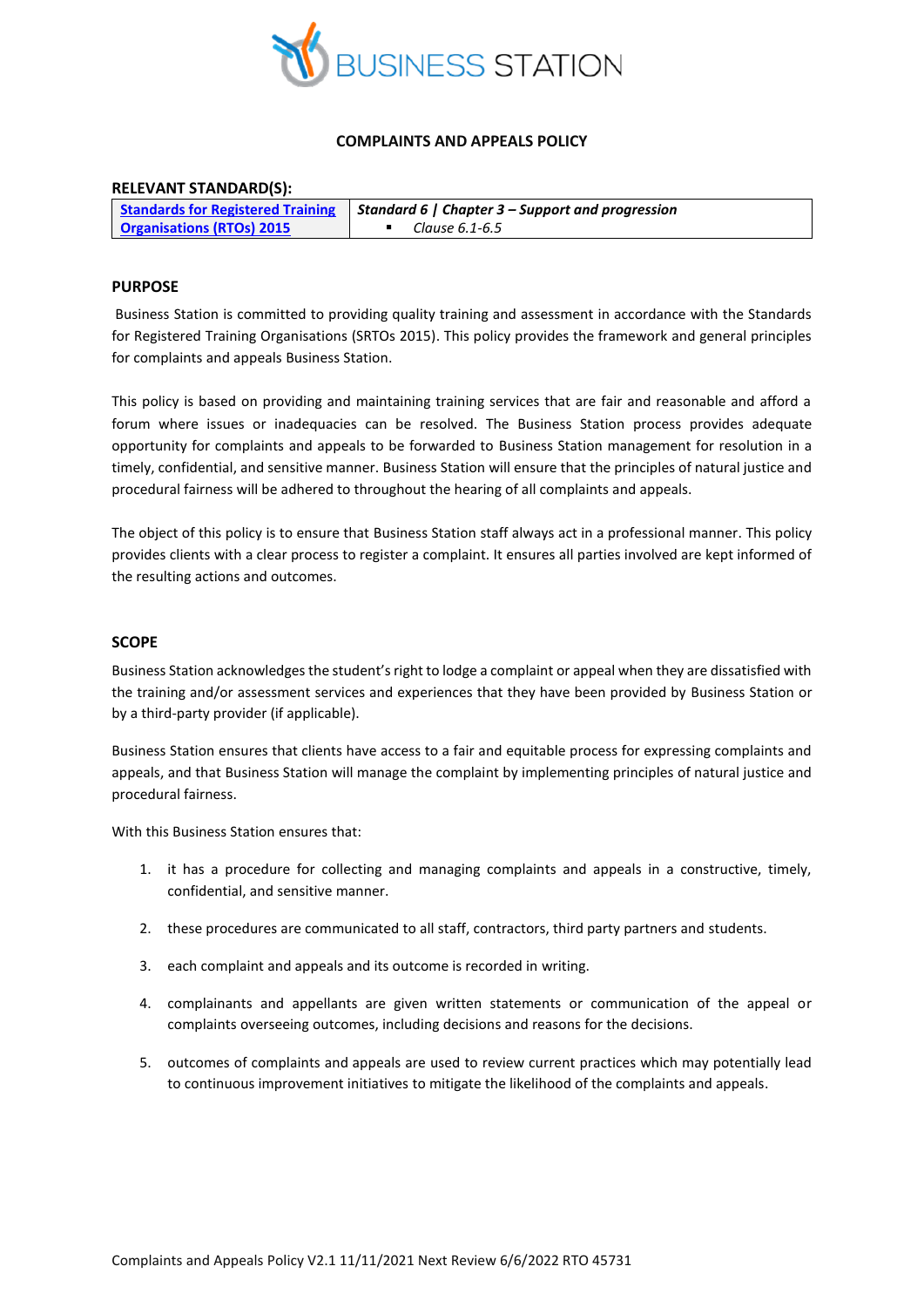BUSINESS STATION

## COMPLAINTS AND APPEALS POLICY

**RELEVANT STANDARD(S):**

| [Standards for Registered Training Organisations (RTOs) 2015]() | ***Standard 6 \| Chapter 3 – Support and progression***<br>▪ *Clause 6.1-6.5* |
|---|---|

### PURPOSE

Business Station is committed to providing quality training and assessment in accordance with the Standards for Registered Training Organisations (SRTOs 2015). This policy provides the framework and general principles for complaints and appeals Business Station.

This policy is based on providing and maintaining training services that are fair and reasonable and afford a forum where issues or inadequacies can be resolved. The Business Station process provides adequate opportunity for complaints and appeals to be forwarded to Business Station management for resolution in a timely, confidential, and sensitive manner. Business Station will ensure that the principles of natural justice and procedural fairness will be adhered to throughout the hearing of all complaints and appeals.

The object of this policy is to ensure that Business Station staff always act in a professional manner. This policy provides clients with a clear process to register a complaint. It ensures all parties involved are kept informed of the resulting actions and outcomes.

### SCOPE

Business Station acknowledges the student's right to lodge a complaint or appeal when they are dissatisfied with the training and/or assessment services and experiences that they have been provided by Business Station or by a third-party provider (if applicable).

Business Station ensures that clients have access to a fair and equitable process for expressing complaints and appeals, and that Business Station will manage the complaint by implementing principles of natural justice and procedural fairness.

With this Business Station ensures that:

1. it has a procedure for collecting and managing complaints and appeals in a constructive, timely, confidential, and sensitive manner.
2. these procedures are communicated to all staff, contractors, third party partners and students.
3. each complaint and appeals and its outcome is recorded in writing.
4. complainants and appellants are given written statements or communication of the appeal or complaints overseeing outcomes, including decisions and reasons for the decisions.
5. outcomes of complaints and appeals are used to review current practices which may potentially lead to continuous improvement initiatives to mitigate the likelihood of the complaints and appeals.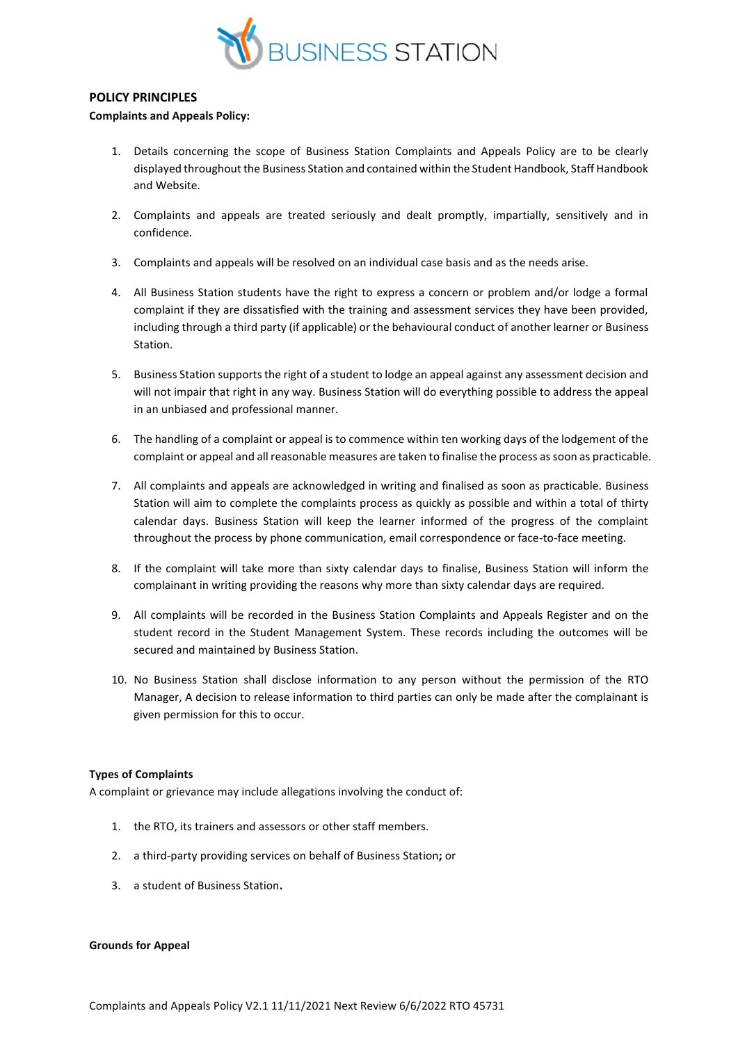**POLICY PRINCIPLES**

**Complaints and Appeals Policy:**

1. Details concerning the scope of Business Station Complaints and Appeals Policy are to be clearly displayed throughout the Business Station and contained within the Student Handbook, Staff Handbook and Website.

2. Complaints and appeals are treated seriously and dealt promptly, impartially, sensitively and in confidence.

3. Complaints and appeals will be resolved on an individual case basis and as the needs arise.

4. All Business Station students have the right to express a concern or problem and/or lodge a formal complaint if they are dissatisfied with the training and assessment services they have been provided, including through a third party (if applicable) or the behavioural conduct of another learner or Business Station.

5. Business Station supports the right of a student to lodge an appeal against any assessment decision and will not impair that right in any way. Business Station will do everything possible to address the appeal in an unbiased and professional manner.

6. The handling of a complaint or appeal is to commence within ten working days of the lodgement of the complaint or appeal and all reasonable measures are taken to finalise the process as soon as practicable.

7. All complaints and appeals are acknowledged in writing and finalised as soon as practicable. Business Station will aim to complete the complaints process as quickly as possible and within a total of thirty calendar days. Business Station will keep the learner informed of the progress of the complaint throughout the process by phone communication, email correspondence or face-to-face meeting.

8. If the complaint will take more than sixty calendar days to finalise, Business Station will inform the complainant in writing providing the reasons why more than sixty calendar days are required.

9. All complaints will be recorded in the Business Station Complaints and Appeals Register and on the student record in the Student Management System. These records including the outcomes will be secured and maintained by Business Station.

10. No Business Station shall disclose information to any person without the permission of the RTO Manager, A decision to release information to third parties can only be made after the complainant is given permission for this to occur.

**Types of Complaints**

A complaint or grievance may include allegations involving the conduct of:

1. the RTO, its trainers and assessors or other staff members.

2. a third-party providing services on behalf of Business Station**;** or

3. a student of Business Station**.**

**Grounds for Appeal**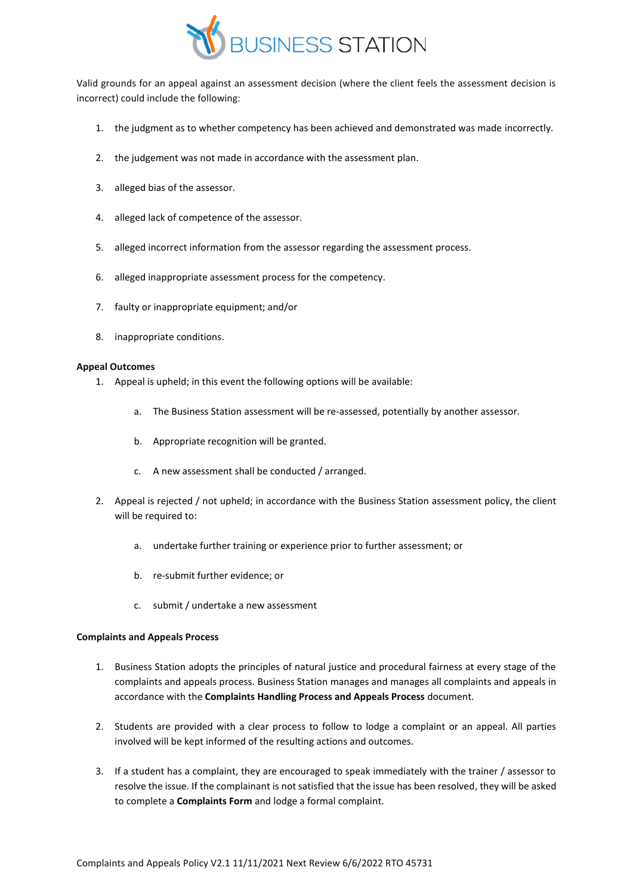Valid grounds for an appeal against an assessment decision (where the client feels the assessment decision is incorrect) could include the following:

1. the judgment as to whether competency has been achieved and demonstrated was made incorrectly.
2. the judgement was not made in accordance with the assessment plan.
3. alleged bias of the assessor.
4. alleged lack of competence of the assessor.
5. alleged incorrect information from the assessor regarding the assessment process.
6. alleged inappropriate assessment process for the competency.
7. faulty or inappropriate equipment; and/or
8. inappropriate conditions.

**Appeal Outcomes**

1. Appeal is upheld; in this event the following options will be available:
    a. The Business Station assessment will be re-assessed, potentially by another assessor.
    b. Appropriate recognition will be granted.
    c. A new assessment shall be conducted / arranged.
2. Appeal is rejected / not upheld; in accordance with the Business Station assessment policy, the client will be required to:
    a. undertake further training or experience prior to further assessment; or
    b. re-submit further evidence; or
    c. submit / undertake a new assessment

**Complaints and Appeals Process**

1. Business Station adopts the principles of natural justice and procedural fairness at every stage of the complaints and appeals process. Business Station manages and manages all complaints and appeals in accordance with the **Complaints Handling Process and Appeals Process** document.
2. Students are provided with a clear process to follow to lodge a complaint or an appeal. All parties involved will be kept informed of the resulting actions and outcomes.
3. If a student has a complaint, they are encouraged to speak immediately with the trainer / assessor to resolve the issue. If the complainant is not satisfied that the issue has been resolved, they will be asked to complete a **Complaints Form** and lodge a formal complaint.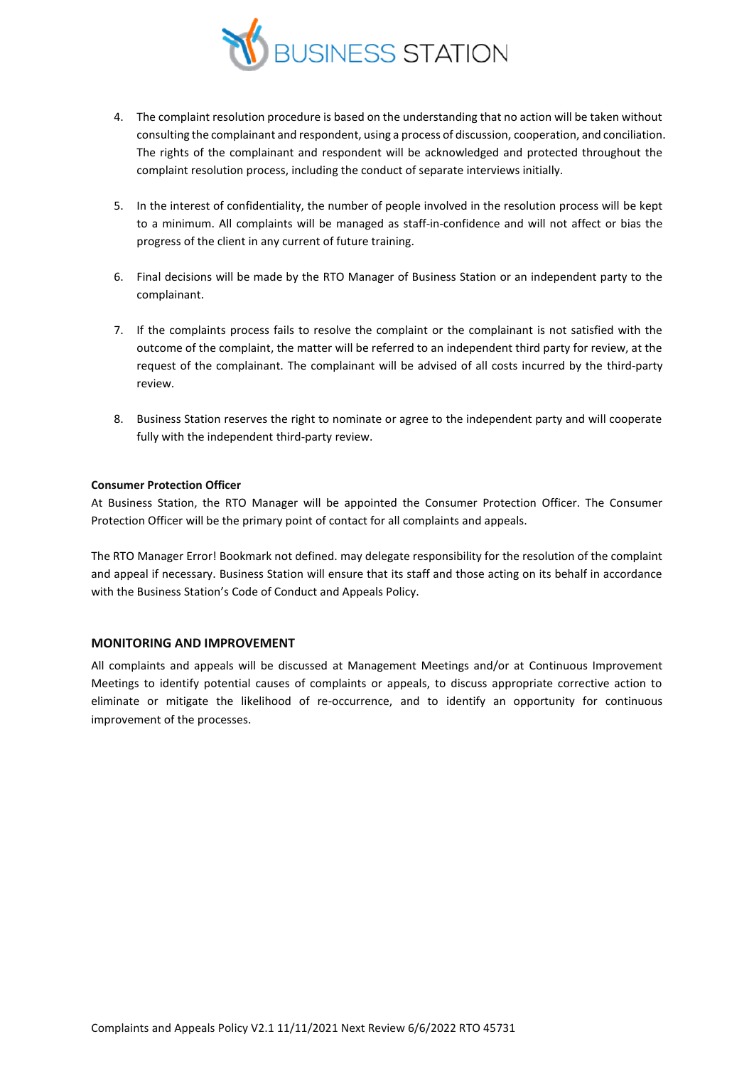4. The complaint resolution procedure is based on the understanding that no action will be taken without consulting the complainant and respondent, using a process of discussion, cooperation, and conciliation. The rights of the complainant and respondent will be acknowledged and protected throughout the complaint resolution process, including the conduct of separate interviews initially.

5. In the interest of confidentiality, the number of people involved in the resolution process will be kept to a minimum. All complaints will be managed as staff-in-confidence and will not affect or bias the progress of the client in any current of future training.

6. Final decisions will be made by the RTO Manager of Business Station or an independent party to the complainant.

7. If the complaints process fails to resolve the complaint or the complainant is not satisfied with the outcome of the complaint, the matter will be referred to an independent third party for review, at the request of the complainant. The complainant will be advised of all costs incurred by the third-party review.

8. Business Station reserves the right to nominate or agree to the independent party and will cooperate fully with the independent third-party review.

**Consumer Protection Officer**

At Business Station, the RTO Manager will be appointed the Consumer Protection Officer. The Consumer Protection Officer will be the primary point of contact for all complaints and appeals.

The RTO Manager Error! Bookmark not defined. may delegate responsibility for the resolution of the complaint and appeal if necessary. Business Station will ensure that its staff and those acting on its behalf in accordance with the Business Station's Code of Conduct and Appeals Policy.

## MONITORING AND IMPROVEMENT

All complaints and appeals will be discussed at Management Meetings and/or at Continuous Improvement Meetings to identify potential causes of complaints or appeals, to discuss appropriate corrective action to eliminate or mitigate the likelihood of re-occurrence, and to identify an opportunity for continuous improvement of the processes.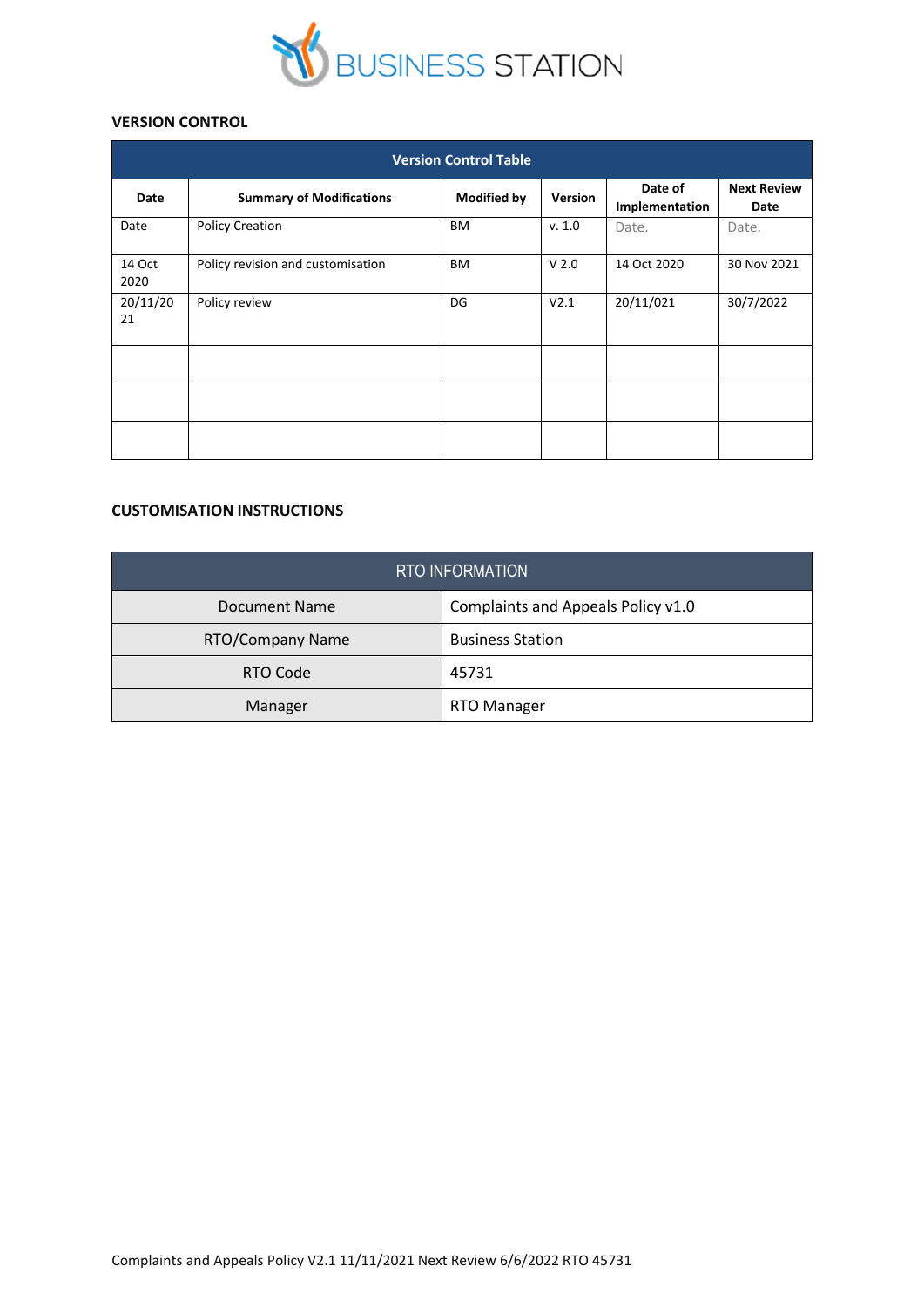**VERSION CONTROL**

| Version Control Table | | | | | |
|---|---|---|---|---|---|
| **Date** | **Summary of Modifications** | **Modified by** | **Version** | **Date of Implementation** | **Next Review Date** |
| Date | Policy Creation | BM | v. 1.0 | Date. | Date. |
| 14 Oct 2020 | Policy revision and customisation | BM | V 2.0 | 14 Oct 2020 | 30 Nov 2021 |
| 20/11/2021 | Policy review | DG | V2.1 | 20/11/021 | 30/7/2022 |
| | | | | | |
| | | | | | |
| | | | | | |

**CUSTOMISATION INSTRUCTIONS**

| RTO INFORMATION | |
|---|---|
| Document Name | Complaints and Appeals Policy v1.0 |
| RTO/Company Name | Business Station |
| RTO Code | 45731 |
| Manager | RTO Manager |